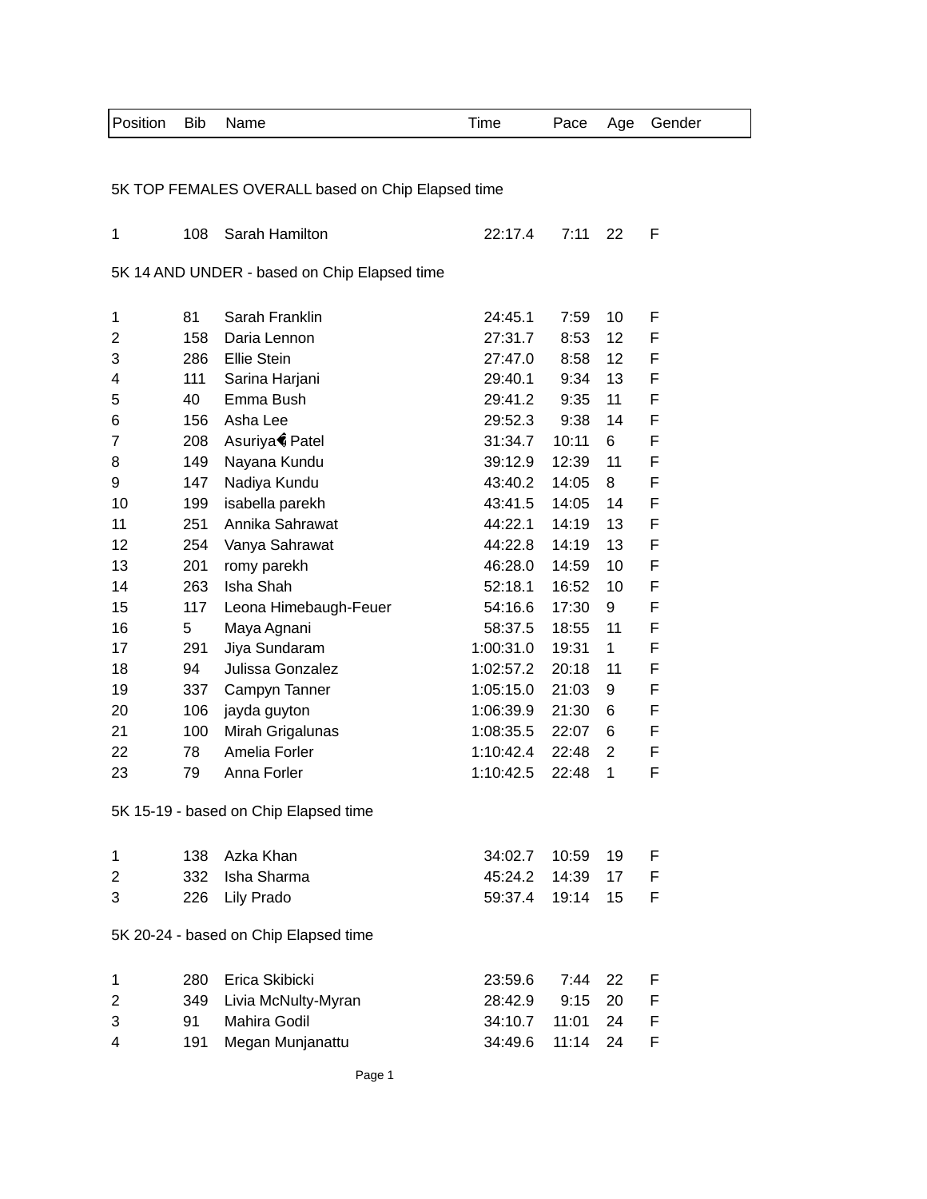| Position | Bib | Name | Time | Pace | Age | Gender |
|---|---|---|---|---|---|---|

### 5K TOP FEMALES OVERALL based on Chip Elapsed time

| Position | Bib | Name | Time | Pace | Age | Gender |
|---|---|---|---|---|---|---|
| 1 | 108 | Sarah Hamilton | 22:17.4 | 7:11 | 22 | F |

### 5K 14 AND UNDER - based on Chip Elapsed time

| Position | Bib | Name | Time | Pace | Age | Gender |
|---|---|---|---|---|---|---|
| 1 | 81 | Sarah Franklin | 24:45.1 | 7:59 | 10 | F |
| 2 | 158 | Daria Lennon | 27:31.7 | 8:53 | 12 | F |
| 3 | 286 | Ellie Stein | 27:47.0 | 8:58 | 12 | F |
| 4 | 111 | Sarina Harjani | 29:40.1 | 9:34 | 13 | F |
| 5 | 40 | Emma Bush | 29:41.2 | 9:35 | 11 | F |
| 6 | 156 | Asha Lee | 29:52.3 | 9:38 | 14 | F |
| 7 | 208 | Asuriya� Patel | 31:34.7 | 10:11 | 6 | F |
| 8 | 149 | Nayana Kundu | 39:12.9 | 12:39 | 11 | F |
| 9 | 147 | Nadiya Kundu | 43:40.2 | 14:05 | 8 | F |
| 10 | 199 | isabella parekh | 43:41.5 | 14:05 | 14 | F |
| 11 | 251 | Annika Sahrawat | 44:22.1 | 14:19 | 13 | F |
| 12 | 254 | Vanya Sahrawat | 44:22.8 | 14:19 | 13 | F |
| 13 | 201 | romy parekh | 46:28.0 | 14:59 | 10 | F |
| 14 | 263 | Isha Shah | 52:18.1 | 16:52 | 10 | F |
| 15 | 117 | Leona Himebaugh-Feuer | 54:16.6 | 17:30 | 9 | F |
| 16 | 5 | Maya Agnani | 58:37.5 | 18:55 | 11 | F |
| 17 | 291 | Jiya Sundaram | 1:00:31.0 | 19:31 | 1 | F |
| 18 | 94 | Julissa Gonzalez | 1:02:57.2 | 20:18 | 11 | F |
| 19 | 337 | Campyn Tanner | 1:05:15.0 | 21:03 | 9 | F |
| 20 | 106 | jayda guyton | 1:06:39.9 | 21:30 | 6 | F |
| 21 | 100 | Mirah Grigalunas | 1:08:35.5 | 22:07 | 6 | F |
| 22 | 78 | Amelia Forler | 1:10:42.4 | 22:48 | 2 | F |
| 23 | 79 | Anna Forler | 1:10:42.5 | 22:48 | 1 | F |

### 5K 15-19 - based on Chip Elapsed time

| Position | Bib | Name | Time | Pace | Age | Gender |
|---|---|---|---|---|---|---|
| 1 | 138 | Azka Khan | 34:02.7 | 10:59 | 19 | F |
| 2 | 332 | Isha Sharma | 45:24.2 | 14:39 | 17 | F |
| 3 | 226 | Lily Prado | 59:37.4 | 19:14 | 15 | F |

### 5K 20-24 - based on Chip Elapsed time

| Position | Bib | Name | Time | Pace | Age | Gender |
|---|---|---|---|---|---|---|
| 1 | 280 | Erica Skibicki | 23:59.6 | 7:44 | 22 | F |
| 2 | 349 | Livia McNulty-Myran | 28:42.9 | 9:15 | 20 | F |
| 3 | 91 | Mahira Godil | 34:10.7 | 11:01 | 24 | F |
| 4 | 191 | Megan Munjanattu | 34:49.6 | 11:14 | 24 | F |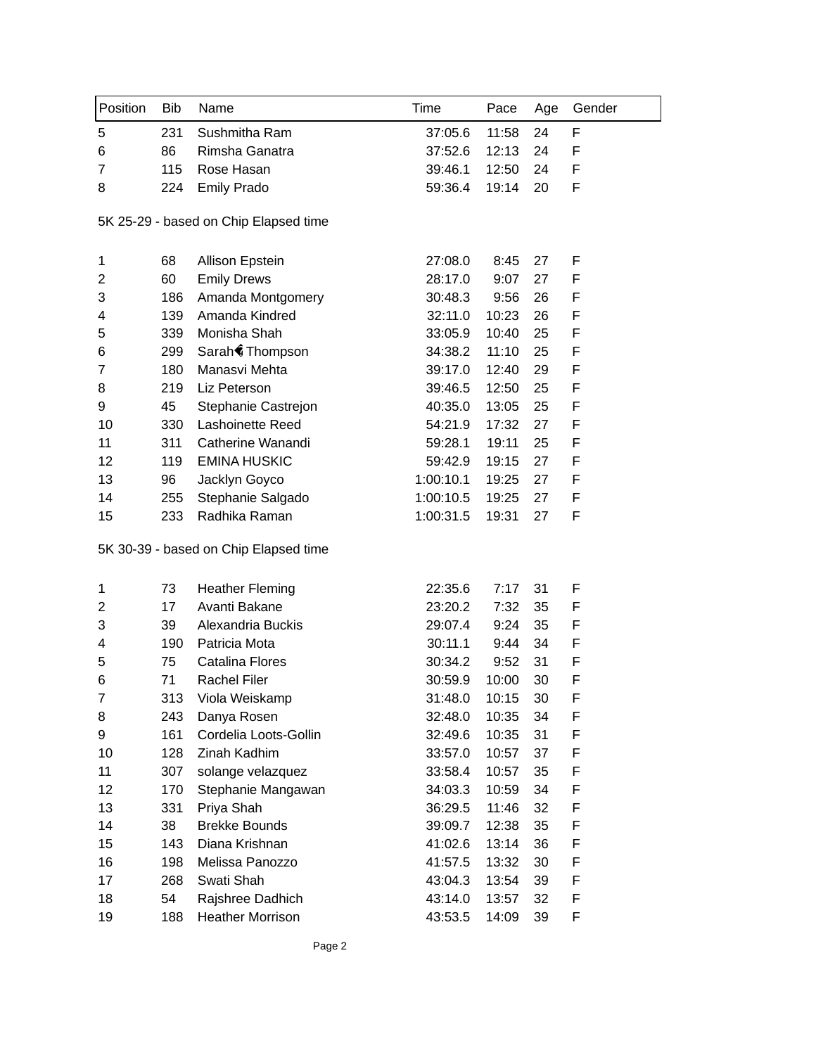| Position | Bib | Name | Time | Pace | Age | Gender |
|---|---|---|---|---|---|---|
| 5 | 231 | Sushmitha Ram | 37:05.6 | 11:58 | 24 | F |
| 6 | 86 | Rimsha Ganatra | 37:52.6 | 12:13 | 24 | F |
| 7 | 115 | Rose Hasan | 39:46.1 | 12:50 | 24 | F |
| 8 | 224 | Emily Prado | 59:36.4 | 19:14 | 20 | F |

5K 25-29 - based on Chip Elapsed time

| Position | Bib | Name | Time | Pace | Age | Gender |
|---|---|---|---|---|---|---|
| 1 | 68 | Allison Epstein | 27:08.0 | 8:45 | 27 | F |
| 2 | 60 | Emily Drews | 28:17.0 | 9:07 | 27 | F |
| 3 | 186 | Amanda Montgomery | 30:48.3 | 9:56 | 26 | F |
| 4 | 139 | Amanda Kindred | 32:11.0 | 10:23 | 26 | F |
| 5 | 339 | Monisha Shah | 33:05.9 | 10:40 | 25 | F |
| 6 | 299 | Sarah� Thompson | 34:38.2 | 11:10 | 25 | F |
| 7 | 180 | Manasvi Mehta | 39:17.0 | 12:40 | 29 | F |
| 8 | 219 | Liz Peterson | 39:46.5 | 12:50 | 25 | F |
| 9 | 45 | Stephanie Castrejon | 40:35.0 | 13:05 | 25 | F |
| 10 | 330 | Lashoinette Reed | 54:21.9 | 17:32 | 27 | F |
| 11 | 311 | Catherine Wanandi | 59:28.1 | 19:11 | 25 | F |
| 12 | 119 | EMINA HUSKIC | 59:42.9 | 19:15 | 27 | F |
| 13 | 96 | Jacklyn Goyco | 1:00:10.1 | 19:25 | 27 | F |
| 14 | 255 | Stephanie Salgado | 1:00:10.5 | 19:25 | 27 | F |
| 15 | 233 | Radhika Raman | 1:00:31.5 | 19:31 | 27 | F |

5K 30-39 - based on Chip Elapsed time

| Position | Bib | Name | Time | Pace | Age | Gender |
|---|---|---|---|---|---|---|
| 1 | 73 | Heather Fleming | 22:35.6 | 7:17 | 31 | F |
| 2 | 17 | Avanti Bakane | 23:20.2 | 7:32 | 35 | F |
| 3 | 39 | Alexandria Buckis | 29:07.4 | 9:24 | 35 | F |
| 4 | 190 | Patricia Mota | 30:11.1 | 9:44 | 34 | F |
| 5 | 75 | Catalina Flores | 30:34.2 | 9:52 | 31 | F |
| 6 | 71 | Rachel Filer | 30:59.9 | 10:00 | 30 | F |
| 7 | 313 | Viola Weiskamp | 31:48.0 | 10:15 | 30 | F |
| 8 | 243 | Danya Rosen | 32:48.0 | 10:35 | 34 | F |
| 9 | 161 | Cordelia Loots-Gollin | 32:49.6 | 10:35 | 31 | F |
| 10 | 128 | Zinah Kadhim | 33:57.0 | 10:57 | 37 | F |
| 11 | 307 | solange velazquez | 33:58.4 | 10:57 | 35 | F |
| 12 | 170 | Stephanie Mangawan | 34:03.3 | 10:59 | 34 | F |
| 13 | 331 | Priya Shah | 36:29.5 | 11:46 | 32 | F |
| 14 | 38 | Brekke Bounds | 39:09.7 | 12:38 | 35 | F |
| 15 | 143 | Diana Krishnan | 41:02.6 | 13:14 | 36 | F |
| 16 | 198 | Melissa Panozzo | 41:57.5 | 13:32 | 30 | F |
| 17 | 268 | Swati Shah | 43:04.3 | 13:54 | 39 | F |
| 18 | 54 | Rajshree Dadhich | 43:14.0 | 13:57 | 32 | F |
| 19 | 188 | Heather Morrison | 43:53.5 | 14:09 | 39 | F |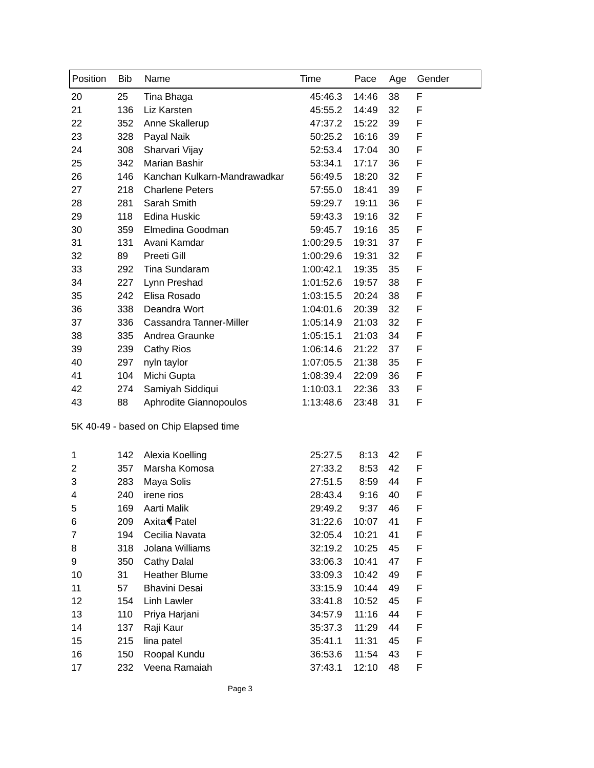| Position | Bib | Name | Time | Pace | Age | Gender |
|---|---|---|---|---|---|---|
| 20 | 25 | Tina Bhaga | 45:46.3 | 14:46 | 38 | F |
| 21 | 136 | Liz Karsten | 45:55.2 | 14:49 | 32 | F |
| 22 | 352 | Anne Skallerup | 47:37.2 | 15:22 | 39 | F |
| 23 | 328 | Payal Naik | 50:25.2 | 16:16 | 39 | F |
| 24 | 308 | Sharvari Vijay | 52:53.4 | 17:04 | 30 | F |
| 25 | 342 | Marian Bashir | 53:34.1 | 17:17 | 36 | F |
| 26 | 146 | Kanchan Kulkarn-Mandrawadkar | 56:49.5 | 18:20 | 32 | F |
| 27 | 218 | Charlene Peters | 57:55.0 | 18:41 | 39 | F |
| 28 | 281 | Sarah Smith | 59:29.7 | 19:11 | 36 | F |
| 29 | 118 | Edina Huskic | 59:43.3 | 19:16 | 32 | F |
| 30 | 359 | Elmedina Goodman | 59:45.7 | 19:16 | 35 | F |
| 31 | 131 | Avani Kamdar | 1:00:29.5 | 19:31 | 37 | F |
| 32 | 89 | Preeti Gill | 1:00:29.6 | 19:31 | 32 | F |
| 33 | 292 | Tina Sundaram | 1:00:42.1 | 19:35 | 35 | F |
| 34 | 227 | Lynn Preshad | 1:01:52.6 | 19:57 | 38 | F |
| 35 | 242 | Elisa Rosado | 1:03:15.5 | 20:24 | 38 | F |
| 36 | 338 | Deandra Wort | 1:04:01.6 | 20:39 | 32 | F |
| 37 | 336 | Cassandra Tanner-Miller | 1:05:14.9 | 21:03 | 32 | F |
| 38 | 335 | Andrea Graunke | 1:05:15.1 | 21:03 | 34 | F |
| 39 | 239 | Cathy Rios | 1:06:14.6 | 21:22 | 37 | F |
| 40 | 297 | nyln taylor | 1:07:05.5 | 21:38 | 35 | F |
| 41 | 104 | Michi Gupta | 1:08:39.4 | 22:09 | 36 | F |
| 42 | 274 | Samiyah Siddiqui | 1:10:03.1 | 22:36 | 33 | F |
| 43 | 88 | Aphrodite Giannopoulos | 1:13:48.6 | 23:48 | 31 | F |

5K 40-49 - based on Chip Elapsed time

| Position | Bib | Name | Time | Pace | Age | Gender |
|---|---|---|---|---|---|---|
| 1 | 142 | Alexia Koelling | 25:27.5 | 8:13 | 42 | F |
| 2 | 357 | Marsha Komosa | 27:33.2 | 8:53 | 42 | F |
| 3 | 283 | Maya Solis | 27:51.5 | 8:59 | 44 | F |
| 4 | 240 | irene rios | 28:43.4 | 9:16 | 40 | F |
| 5 | 169 | Aarti Malik | 29:49.2 | 9:37 | 46 | F |
| 6 | 209 | Axita� Patel | 31:22.6 | 10:07 | 41 | F |
| 7 | 194 | Cecilia Navata | 32:05.4 | 10:21 | 41 | F |
| 8 | 318 | Jolana Williams | 32:19.2 | 10:25 | 45 | F |
| 9 | 350 | Cathy Dalal | 33:06.3 | 10:41 | 47 | F |
| 10 | 31 | Heather Blume | 33:09.3 | 10:42 | 49 | F |
| 11 | 57 | Bhavini Desai | 33:15.9 | 10:44 | 49 | F |
| 12 | 154 | Linh Lawler | 33:41.8 | 10:52 | 45 | F |
| 13 | 110 | Priya Harjani | 34:57.9 | 11:16 | 44 | F |
| 14 | 137 | Raji Kaur | 35:37.3 | 11:29 | 44 | F |
| 15 | 215 | lina patel | 35:41.1 | 11:31 | 45 | F |
| 16 | 150 | Roopal Kundu | 36:53.6 | 11:54 | 43 | F |
| 17 | 232 | Veena Ramaiah | 37:43.1 | 12:10 | 48 | F |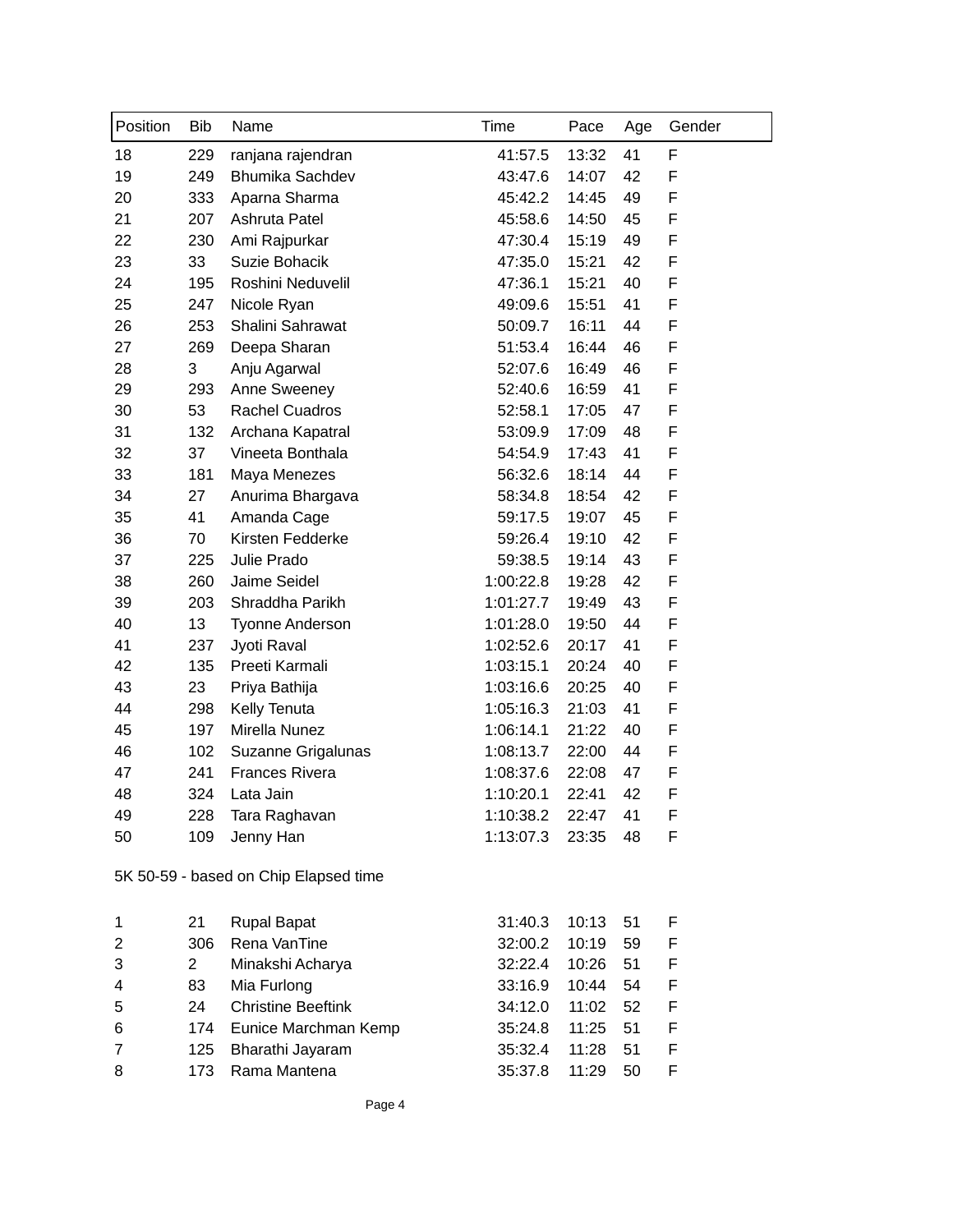| Position | Bib | Name | Time | Pace | Age | Gender |
|---|---|---|---|---|---|---|
| 18 | 229 | ranjana rajendran | 41:57.5 | 13:32 | 41 | F |
| 19 | 249 | Bhumika Sachdev | 43:47.6 | 14:07 | 42 | F |
| 20 | 333 | Aparna Sharma | 45:42.2 | 14:45 | 49 | F |
| 21 | 207 | Ashruta Patel | 45:58.6 | 14:50 | 45 | F |
| 22 | 230 | Ami Rajpurkar | 47:30.4 | 15:19 | 49 | F |
| 23 | 33 | Suzie Bohacik | 47:35.0 | 15:21 | 42 | F |
| 24 | 195 | Roshini Neduvelil | 47:36.1 | 15:21 | 40 | F |
| 25 | 247 | Nicole Ryan | 49:09.6 | 15:51 | 41 | F |
| 26 | 253 | Shalini Sahrawat | 50:09.7 | 16:11 | 44 | F |
| 27 | 269 | Deepa Sharan | 51:53.4 | 16:44 | 46 | F |
| 28 | 3 | Anju Agarwal | 52:07.6 | 16:49 | 46 | F |
| 29 | 293 | Anne Sweeney | 52:40.6 | 16:59 | 41 | F |
| 30 | 53 | Rachel Cuadros | 52:58.1 | 17:05 | 47 | F |
| 31 | 132 | Archana Kapatral | 53:09.9 | 17:09 | 48 | F |
| 32 | 37 | Vineeta Bonthala | 54:54.9 | 17:43 | 41 | F |
| 33 | 181 | Maya Menezes | 56:32.6 | 18:14 | 44 | F |
| 34 | 27 | Anurima Bhargava | 58:34.8 | 18:54 | 42 | F |
| 35 | 41 | Amanda Cage | 59:17.5 | 19:07 | 45 | F |
| 36 | 70 | Kirsten Fedderke | 59:26.4 | 19:10 | 42 | F |
| 37 | 225 | Julie Prado | 59:38.5 | 19:14 | 43 | F |
| 38 | 260 | Jaime Seidel | 1:00:22.8 | 19:28 | 42 | F |
| 39 | 203 | Shraddha Parikh | 1:01:27.7 | 19:49 | 43 | F |
| 40 | 13 | Tyonne Anderson | 1:01:28.0 | 19:50 | 44 | F |
| 41 | 237 | Jyoti Raval | 1:02:52.6 | 20:17 | 41 | F |
| 42 | 135 | Preeti Karmali | 1:03:15.1 | 20:24 | 40 | F |
| 43 | 23 | Priya Bathija | 1:03:16.6 | 20:25 | 40 | F |
| 44 | 298 | Kelly Tenuta | 1:05:16.3 | 21:03 | 41 | F |
| 45 | 197 | Mirella Nunez | 1:06:14.1 | 21:22 | 40 | F |
| 46 | 102 | Suzanne Grigalunas | 1:08:13.7 | 22:00 | 44 | F |
| 47 | 241 | Frances Rivera | 1:08:37.6 | 22:08 | 47 | F |
| 48 | 324 | Lata Jain | 1:10:20.1 | 22:41 | 42 | F |
| 49 | 228 | Tara Raghavan | 1:10:38.2 | 22:47 | 41 | F |
| 50 | 109 | Jenny Han | 1:13:07.3 | 23:35 | 48 | F |

5K 50-59 - based on Chip Elapsed time

| Position | Bib | Name | Time | Pace | Age | Gender |
|---|---|---|---|---|---|---|
| 1 | 21 | Rupal Bapat | 31:40.3 | 10:13 | 51 | F |
| 2 | 306 | Rena VanTine | 32:00.2 | 10:19 | 59 | F |
| 3 | 2 | Minakshi Acharya | 32:22.4 | 10:26 | 51 | F |
| 4 | 83 | Mia Furlong | 33:16.9 | 10:44 | 54 | F |
| 5 | 24 | Christine Beeftink | 34:12.0 | 11:02 | 52 | F |
| 6 | 174 | Eunice Marchman Kemp | 35:24.8 | 11:25 | 51 | F |
| 7 | 125 | Bharathi Jayaram | 35:32.4 | 11:28 | 51 | F |
| 8 | 173 | Rama Mantena | 35:37.8 | 11:29 | 50 | F |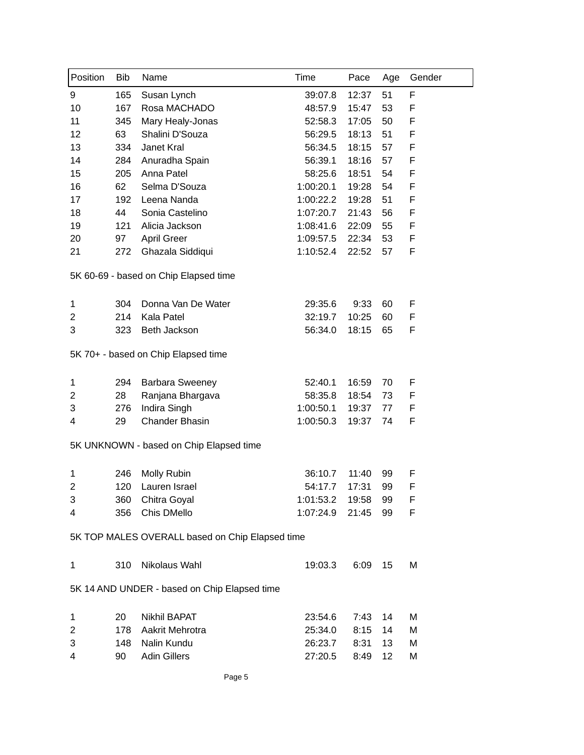| Position | Bib | Name | Time | Pace | Age | Gender |
|---|---|---|---|---|---|---|
| 9 | 165 | Susan Lynch | 39:07.8 | 12:37 | 51 | F |
| 10 | 167 | Rosa MACHADO | 48:57.9 | 15:47 | 53 | F |
| 11 | 345 | Mary Healy-Jonas | 52:58.3 | 17:05 | 50 | F |
| 12 | 63 | Shalini D'Souza | 56:29.5 | 18:13 | 51 | F |
| 13 | 334 | Janet Kral | 56:34.5 | 18:15 | 57 | F |
| 14 | 284 | Anuradha Spain | 56:39.1 | 18:16 | 57 | F |
| 15 | 205 | Anna Patel | 58:25.6 | 18:51 | 54 | F |
| 16 | 62 | Selma D'Souza | 1:00:20.1 | 19:28 | 54 | F |
| 17 | 192 | Leena Nanda | 1:00:22.2 | 19:28 | 51 | F |
| 18 | 44 | Sonia Castelino | 1:07:20.7 | 21:43 | 56 | F |
| 19 | 121 | Alicia Jackson | 1:08:41.6 | 22:09 | 55 | F |
| 20 | 97 | April Greer | 1:09:57.5 | 22:34 | 53 | F |
| 21 | 272 | Ghazala Siddiqui | 1:10:52.4 | 22:52 | 57 | F |

5K 60-69 - based on Chip Elapsed time

| Position | Bib | Name | Time | Pace | Age | Gender |
|---|---|---|---|---|---|---|
| 1 | 304 | Donna Van De Water | 29:35.6 | 9:33 | 60 | F |
| 2 | 214 | Kala Patel | 32:19.7 | 10:25 | 60 | F |
| 3 | 323 | Beth Jackson | 56:34.0 | 18:15 | 65 | F |

5K 70+ - based on Chip Elapsed time

| Position | Bib | Name | Time | Pace | Age | Gender |
|---|---|---|---|---|---|---|
| 1 | 294 | Barbara Sweeney | 52:40.1 | 16:59 | 70 | F |
| 2 | 28 | Ranjana Bhargava | 58:35.8 | 18:54 | 73 | F |
| 3 | 276 | Indira Singh | 1:00:50.1 | 19:37 | 77 | F |
| 4 | 29 | Chander Bhasin | 1:00:50.3 | 19:37 | 74 | F |

5K UNKNOWN - based on Chip Elapsed time

| Position | Bib | Name | Time | Pace | Age | Gender |
|---|---|---|---|---|---|---|
| 1 | 246 | Molly Rubin | 36:10.7 | 11:40 | 99 | F |
| 2 | 120 | Lauren Israel | 54:17.7 | 17:31 | 99 | F |
| 3 | 360 | Chitra Goyal | 1:01:53.2 | 19:58 | 99 | F |
| 4 | 356 | Chis DMello | 1:07:24.9 | 21:45 | 99 | F |

5K TOP MALES OVERALL based on Chip Elapsed time

| Position | Bib | Name | Time | Pace | Age | Gender |
|---|---|---|---|---|---|---|
| 1 | 310 | Nikolaus Wahl | 19:03.3 | 6:09 | 15 | M |

5K 14 AND UNDER - based on Chip Elapsed time

| Position | Bib | Name | Time | Pace | Age | Gender |
|---|---|---|---|---|---|---|
| 1 | 20 | Nikhil BAPAT | 23:54.6 | 7:43 | 14 | M |
| 2 | 178 | Aakrit Mehrotra | 25:34.0 | 8:15 | 14 | M |
| 3 | 148 | Nalin Kundu | 26:23.7 | 8:31 | 13 | M |
| 4 | 90 | Adin Gillers | 27:20.5 | 8:49 | 12 | M |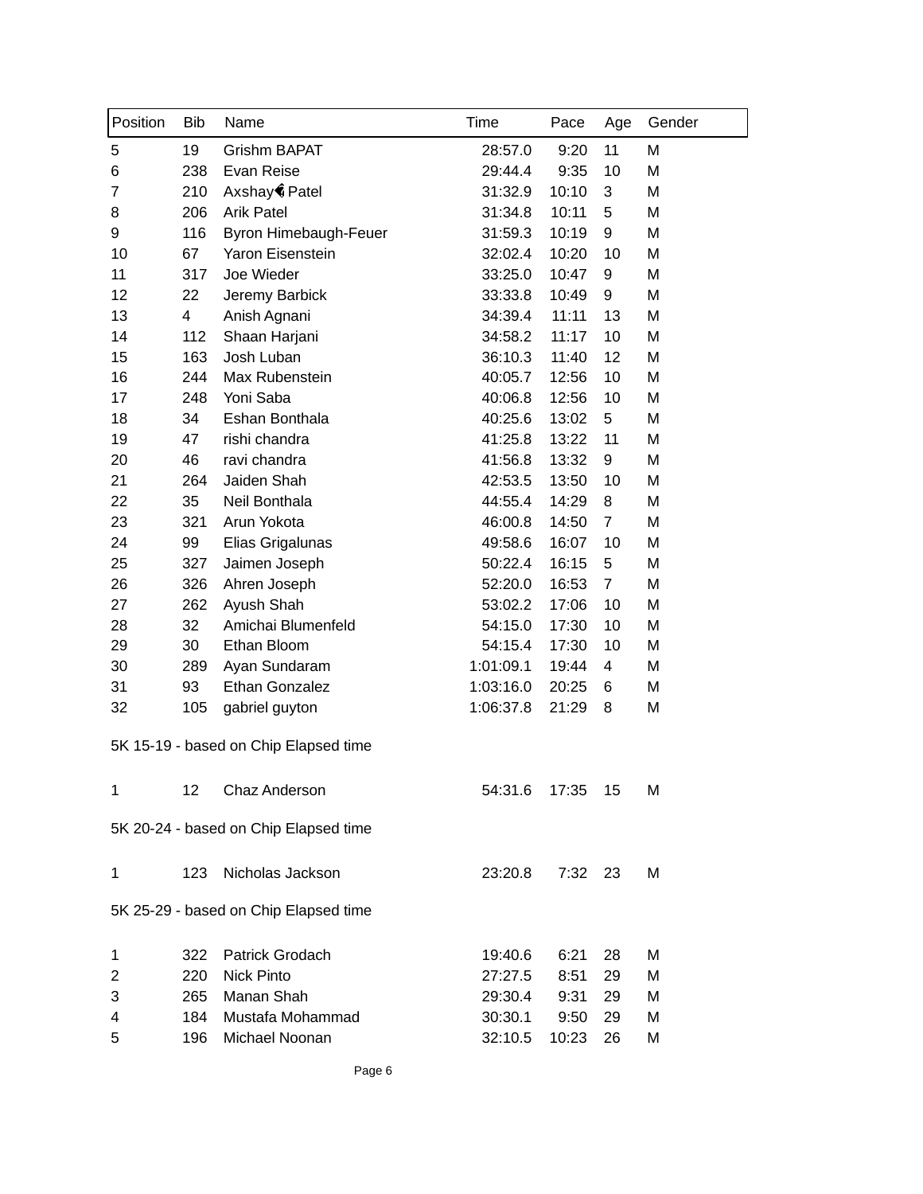| Position | Bib | Name | Time | Pace | Age | Gender |
|---|---|---|---|---|---|---|
| 5 | 19 | Grishm BAPAT | 28:57.0 | 9:20 | 11 | M |
| 6 | 238 | Evan Reise | 29:44.4 | 9:35 | 10 | M |
| 7 | 210 | Axshay� Patel | 31:32.9 | 10:10 | 3 | M |
| 8 | 206 | Arik Patel | 31:34.8 | 10:11 | 5 | M |
| 9 | 116 | Byron Himebaugh-Feuer | 31:59.3 | 10:19 | 9 | M |
| 10 | 67 | Yaron Eisenstein | 32:02.4 | 10:20 | 10 | M |
| 11 | 317 | Joe Wieder | 33:25.0 | 10:47 | 9 | M |
| 12 | 22 | Jeremy Barbick | 33:33.8 | 10:49 | 9 | M |
| 13 | 4 | Anish Agnani | 34:39.4 | 11:11 | 13 | M |
| 14 | 112 | Shaan Harjani | 34:58.2 | 11:17 | 10 | M |
| 15 | 163 | Josh Luban | 36:10.3 | 11:40 | 12 | M |
| 16 | 244 | Max Rubenstein | 40:05.7 | 12:56 | 10 | M |
| 17 | 248 | Yoni Saba | 40:06.8 | 12:56 | 10 | M |
| 18 | 34 | Eshan Bonthala | 40:25.6 | 13:02 | 5 | M |
| 19 | 47 | rishi chandra | 41:25.8 | 13:22 | 11 | M |
| 20 | 46 | ravi chandra | 41:56.8 | 13:32 | 9 | M |
| 21 | 264 | Jaiden Shah | 42:53.5 | 13:50 | 10 | M |
| 22 | 35 | Neil Bonthala | 44:55.4 | 14:29 | 8 | M |
| 23 | 321 | Arun Yokota | 46:00.8 | 14:50 | 7 | M |
| 24 | 99 | Elias Grigalunas | 49:58.6 | 16:07 | 10 | M |
| 25 | 327 | Jaimen Joseph | 50:22.4 | 16:15 | 5 | M |
| 26 | 326 | Ahren Joseph | 52:20.0 | 16:53 | 7 | M |
| 27 | 262 | Ayush Shah | 53:02.2 | 17:06 | 10 | M |
| 28 | 32 | Amichai Blumenfeld | 54:15.0 | 17:30 | 10 | M |
| 29 | 30 | Ethan Bloom | 54:15.4 | 17:30 | 10 | M |
| 30 | 289 | Ayan Sundaram | 1:01:09.1 | 19:44 | 4 | M |
| 31 | 93 | Ethan Gonzalez | 1:03:16.0 | 20:25 | 6 | M |
| 32 | 105 | gabriel guyton | 1:06:37.8 | 21:29 | 8 | M |

5K 15-19 - based on Chip Elapsed time

| Position | Bib | Name | Time | Pace | Age | Gender |
|---|---|---|---|---|---|---|
| 1 | 12 | Chaz Anderson | 54:31.6 | 17:35 | 15 | M |

5K 20-24 - based on Chip Elapsed time

| Position | Bib | Name | Time | Pace | Age | Gender |
|---|---|---|---|---|---|---|
| 1 | 123 | Nicholas Jackson | 23:20.8 | 7:32 | 23 | M |

5K 25-29 - based on Chip Elapsed time

| Position | Bib | Name | Time | Pace | Age | Gender |
|---|---|---|---|---|---|---|
| 1 | 322 | Patrick Grodach | 19:40.6 | 6:21 | 28 | M |
| 2 | 220 | Nick Pinto | 27:27.5 | 8:51 | 29 | M |
| 3 | 265 | Manan Shah | 29:30.4 | 9:31 | 29 | M |
| 4 | 184 | Mustafa Mohammad | 30:30.1 | 9:50 | 29 | M |
| 5 | 196 | Michael Noonan | 32:10.5 | 10:23 | 26 | M |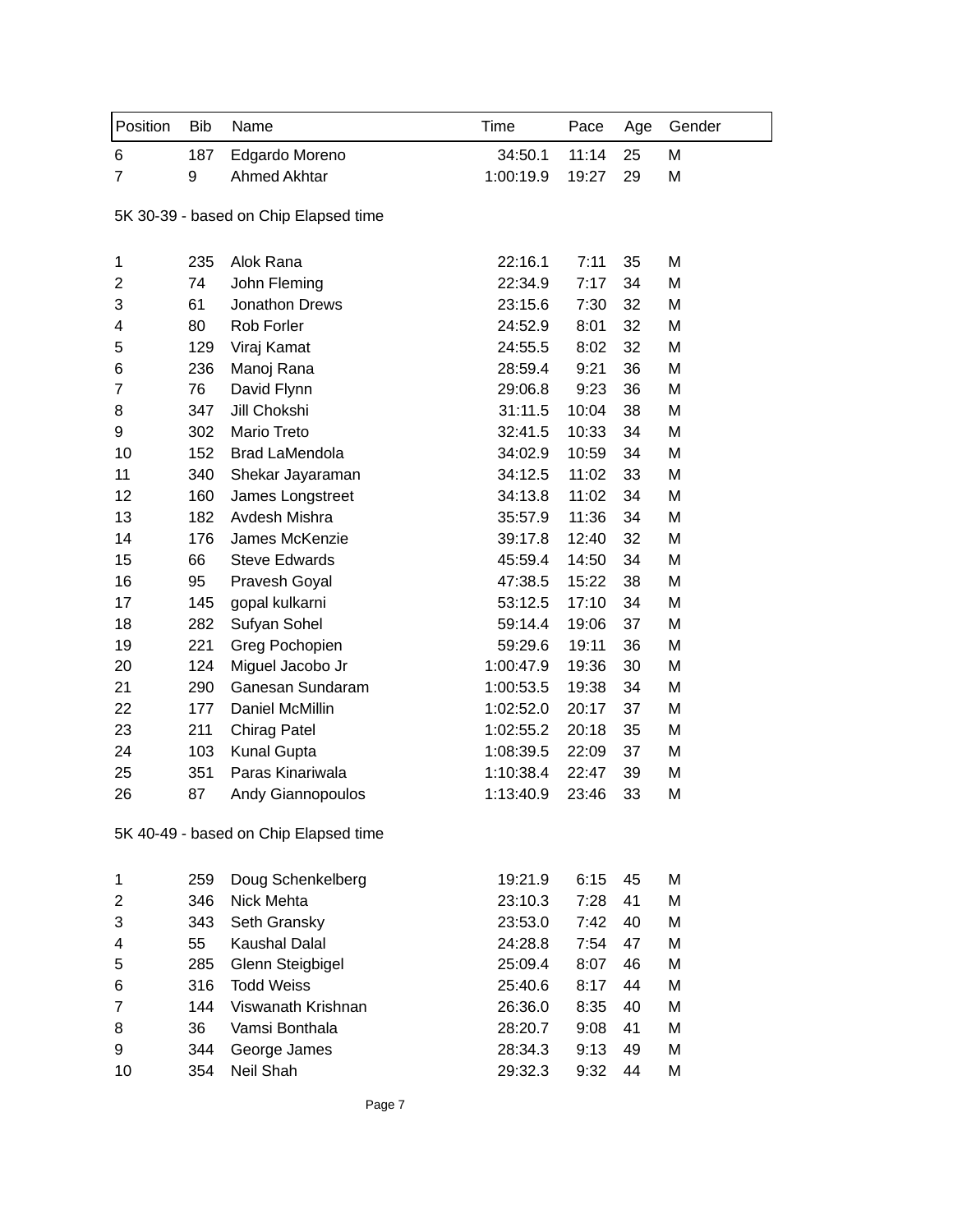| Position | Bib | Name | Time | Pace | Age | Gender |
|---|---|---|---|---|---|---|
| 6 | 187 | Edgardo Moreno | 34:50.1 | 11:14 | 25 | M |
| 7 | 9 | Ahmed Akhtar | 1:00:19.9 | 19:27 | 29 | M |

5K 30-39 - based on Chip Elapsed time

| Position | Bib | Name | Time | Pace | Age | Gender |
|---|---|---|---|---|---|---|
| 1 | 235 | Alok Rana | 22:16.1 | 7:11 | 35 | M |
| 2 | 74 | John Fleming | 22:34.9 | 7:17 | 34 | M |
| 3 | 61 | Jonathon Drews | 23:15.6 | 7:30 | 32 | M |
| 4 | 80 | Rob Forler | 24:52.9 | 8:01 | 32 | M |
| 5 | 129 | Viraj Kamat | 24:55.5 | 8:02 | 32 | M |
| 6 | 236 | Manoj Rana | 28:59.4 | 9:21 | 36 | M |
| 7 | 76 | David Flynn | 29:06.8 | 9:23 | 36 | M |
| 8 | 347 | Jill Chokshi | 31:11.5 | 10:04 | 38 | M |
| 9 | 302 | Mario Treto | 32:41.5 | 10:33 | 34 | M |
| 10 | 152 | Brad LaMendola | 34:02.9 | 10:59 | 34 | M |
| 11 | 340 | Shekar Jayaraman | 34:12.5 | 11:02 | 33 | M |
| 12 | 160 | James Longstreet | 34:13.8 | 11:02 | 34 | M |
| 13 | 182 | Avdesh Mishra | 35:57.9 | 11:36 | 34 | M |
| 14 | 176 | James McKenzie | 39:17.8 | 12:40 | 32 | M |
| 15 | 66 | Steve Edwards | 45:59.4 | 14:50 | 34 | M |
| 16 | 95 | Pravesh Goyal | 47:38.5 | 15:22 | 38 | M |
| 17 | 145 | gopal kulkarni | 53:12.5 | 17:10 | 34 | M |
| 18 | 282 | Sufyan Sohel | 59:14.4 | 19:06 | 37 | M |
| 19 | 221 | Greg Pochopien | 59:29.6 | 19:11 | 36 | M |
| 20 | 124 | Miguel Jacobo Jr | 1:00:47.9 | 19:36 | 30 | M |
| 21 | 290 | Ganesan Sundaram | 1:00:53.5 | 19:38 | 34 | M |
| 22 | 177 | Daniel McMillin | 1:02:52.0 | 20:17 | 37 | M |
| 23 | 211 | Chirag Patel | 1:02:55.2 | 20:18 | 35 | M |
| 24 | 103 | Kunal Gupta | 1:08:39.5 | 22:09 | 37 | M |
| 25 | 351 | Paras Kinariwala | 1:10:38.4 | 22:47 | 39 | M |
| 26 | 87 | Andy Giannopoulos | 1:13:40.9 | 23:46 | 33 | M |

5K 40-49 - based on Chip Elapsed time

| Position | Bib | Name | Time | Pace | Age | Gender |
|---|---|---|---|---|---|---|
| 1 | 259 | Doug Schenkelberg | 19:21.9 | 6:15 | 45 | M |
| 2 | 346 | Nick Mehta | 23:10.3 | 7:28 | 41 | M |
| 3 | 343 | Seth Gransky | 23:53.0 | 7:42 | 40 | M |
| 4 | 55 | Kaushal Dalal | 24:28.8 | 7:54 | 47 | M |
| 5 | 285 | Glenn Steigbigel | 25:09.4 | 8:07 | 46 | M |
| 6 | 316 | Todd Weiss | 25:40.6 | 8:17 | 44 | M |
| 7 | 144 | Viswanath Krishnan | 26:36.0 | 8:35 | 40 | M |
| 8 | 36 | Vamsi Bonthala | 28:20.7 | 9:08 | 41 | M |
| 9 | 344 | George James | 28:34.3 | 9:13 | 49 | M |
| 10 | 354 | Neil Shah | 29:32.3 | 9:32 | 44 | M |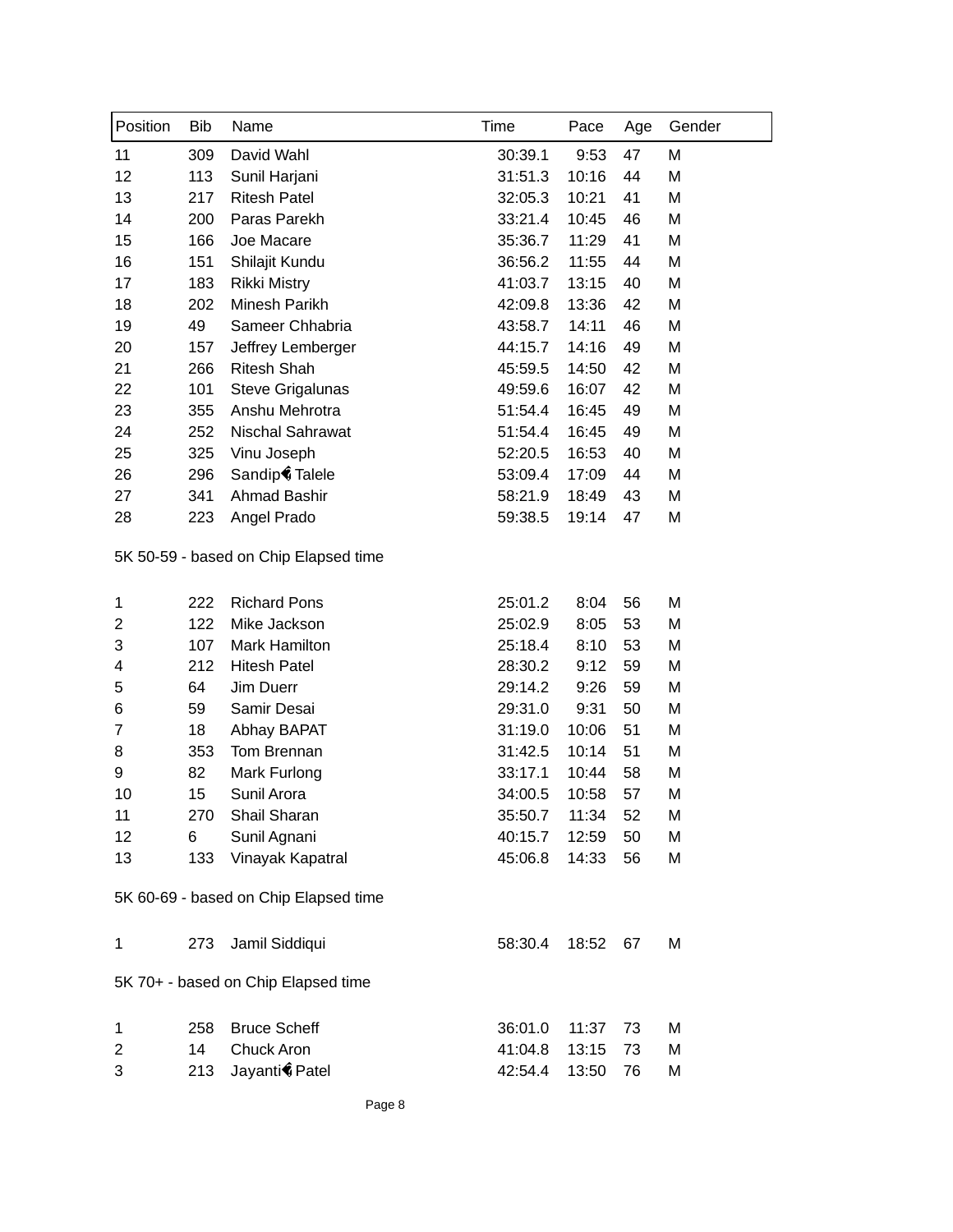| Position | Bib | Name | Time | Pace | Age | Gender |
|---|---|---|---|---|---|---|
| 11 | 309 | David Wahl | 30:39.1 | 9:53 | 47 | M |
| 12 | 113 | Sunil Harjani | 31:51.3 | 10:16 | 44 | M |
| 13 | 217 | Ritesh Patel | 32:05.3 | 10:21 | 41 | M |
| 14 | 200 | Paras Parekh | 33:21.4 | 10:45 | 46 | M |
| 15 | 166 | Joe Macare | 35:36.7 | 11:29 | 41 | M |
| 16 | 151 | Shilajit Kundu | 36:56.2 | 11:55 | 44 | M |
| 17 | 183 | Rikki Mistry | 41:03.7 | 13:15 | 40 | M |
| 18 | 202 | Minesh Parikh | 42:09.8 | 13:36 | 42 | M |
| 19 | 49 | Sameer Chhabria | 43:58.7 | 14:11 | 46 | M |
| 20 | 157 | Jeffrey Lemberger | 44:15.7 | 14:16 | 49 | M |
| 21 | 266 | Ritesh Shah | 45:59.5 | 14:50 | 42 | M |
| 22 | 101 | Steve Grigalunas | 49:59.6 | 16:07 | 42 | M |
| 23 | 355 | Anshu Mehrotra | 51:54.4 | 16:45 | 49 | M |
| 24 | 252 | Nischal Sahrawat | 51:54.4 | 16:45 | 49 | M |
| 25 | 325 | Vinu Joseph | 52:20.5 | 16:53 | 40 | M |
| 26 | 296 | Sandip� Talele | 53:09.4 | 17:09 | 44 | M |
| 27 | 341 | Ahmad Bashir | 58:21.9 | 18:49 | 43 | M |
| 28 | 223 | Angel Prado | 59:38.5 | 19:14 | 47 | M |

5K 50-59 - based on Chip Elapsed time

| Position | Bib | Name | Time | Pace | Age | Gender |
|---|---|---|---|---|---|---|
| 1 | 222 | Richard Pons | 25:01.2 | 8:04 | 56 | M |
| 2 | 122 | Mike Jackson | 25:02.9 | 8:05 | 53 | M |
| 3 | 107 | Mark Hamilton | 25:18.4 | 8:10 | 53 | M |
| 4 | 212 | Hitesh Patel | 28:30.2 | 9:12 | 59 | M |
| 5 | 64 | Jim Duerr | 29:14.2 | 9:26 | 59 | M |
| 6 | 59 | Samir Desai | 29:31.0 | 9:31 | 50 | M |
| 7 | 18 | Abhay BAPAT | 31:19.0 | 10:06 | 51 | M |
| 8 | 353 | Tom Brennan | 31:42.5 | 10:14 | 51 | M |
| 9 | 82 | Mark Furlong | 33:17.1 | 10:44 | 58 | M |
| 10 | 15 | Sunil Arora | 34:00.5 | 10:58 | 57 | M |
| 11 | 270 | Shail Sharan | 35:50.7 | 11:34 | 52 | M |
| 12 | 6 | Sunil Agnani | 40:15.7 | 12:59 | 50 | M |
| 13 | 133 | Vinayak Kapatral | 45:06.8 | 14:33 | 56 | M |

5K 60-69 - based on Chip Elapsed time

| Position | Bib | Name | Time | Pace | Age | Gender |
|---|---|---|---|---|---|---|
| 1 | 273 | Jamil Siddiqui | 58:30.4 | 18:52 | 67 | M |

5K 70+ - based on Chip Elapsed time

| Position | Bib | Name | Time | Pace | Age | Gender |
|---|---|---|---|---|---|---|
| 1 | 258 | Bruce Scheff | 36:01.0 | 11:37 | 73 | M |
| 2 | 14 | Chuck Aron | 41:04.8 | 13:15 | 73 | M |
| 3 | 213 | Jayanti� Patel | 42:54.4 | 13:50 | 76 | M |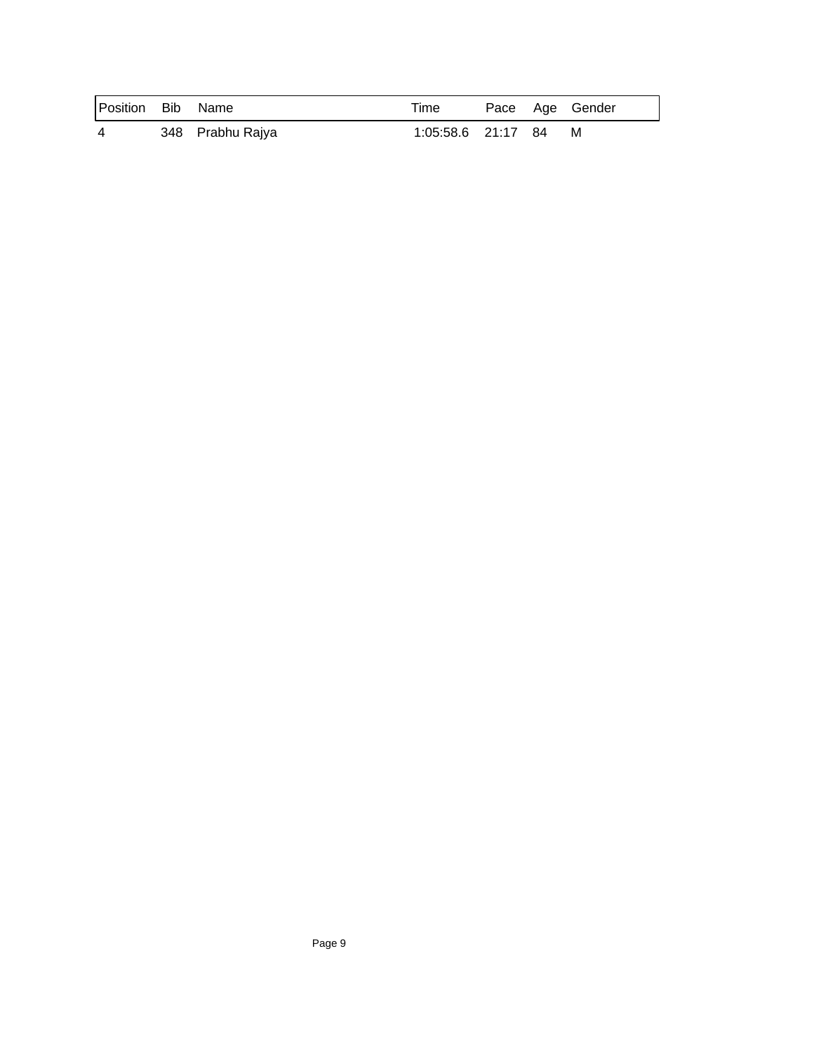| Position | Bib | Name | Time | Pace | Age | Gender |
| --- | --- | --- | --- | --- | --- | --- |
| 4 | 348 | Prabhu Rajya | 1:05:58.6 | 21:17 | 84 | M |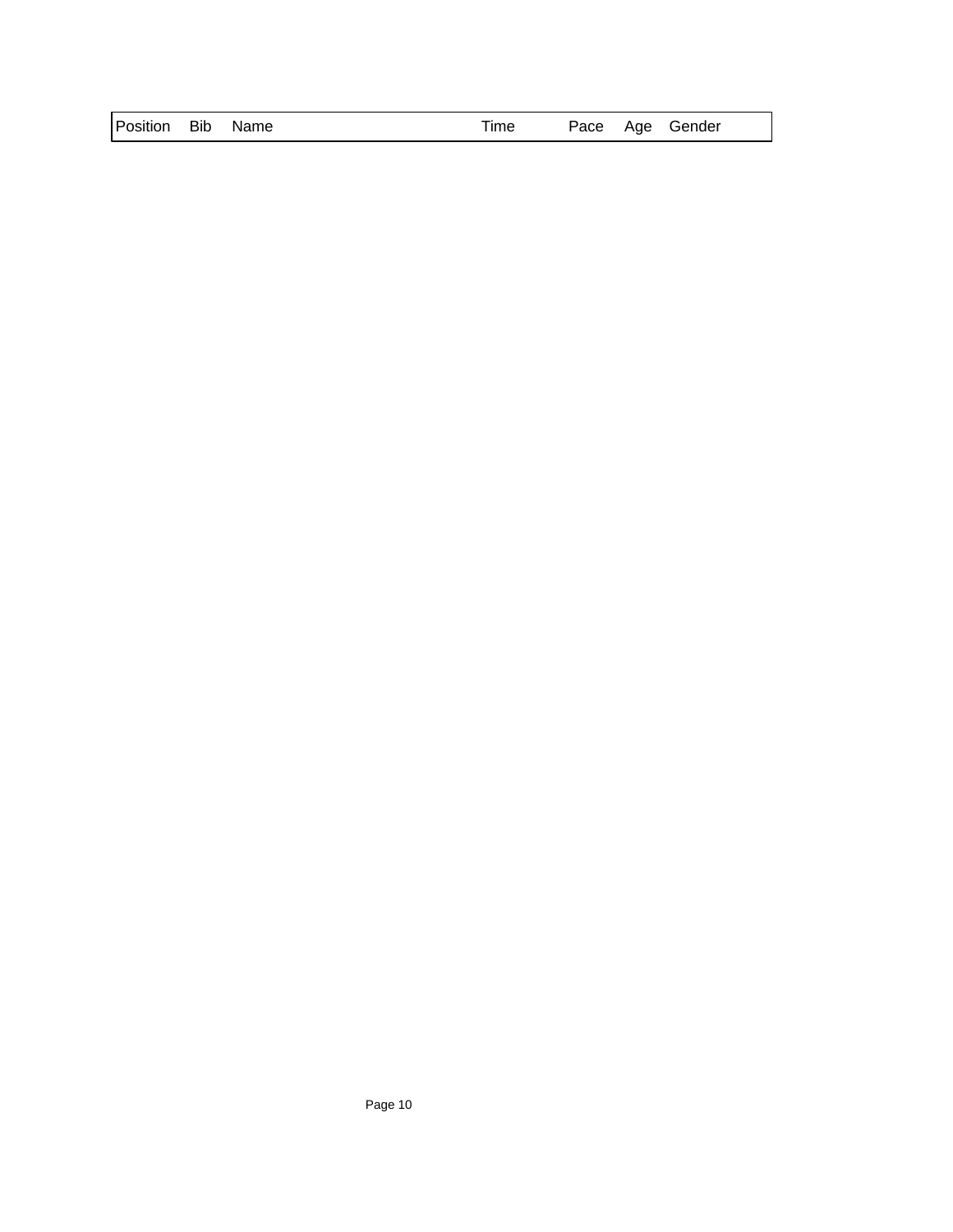| Position | Bib | Name | Time | Pace | Age | Gender |
|---|---|---|---|---|---|---|